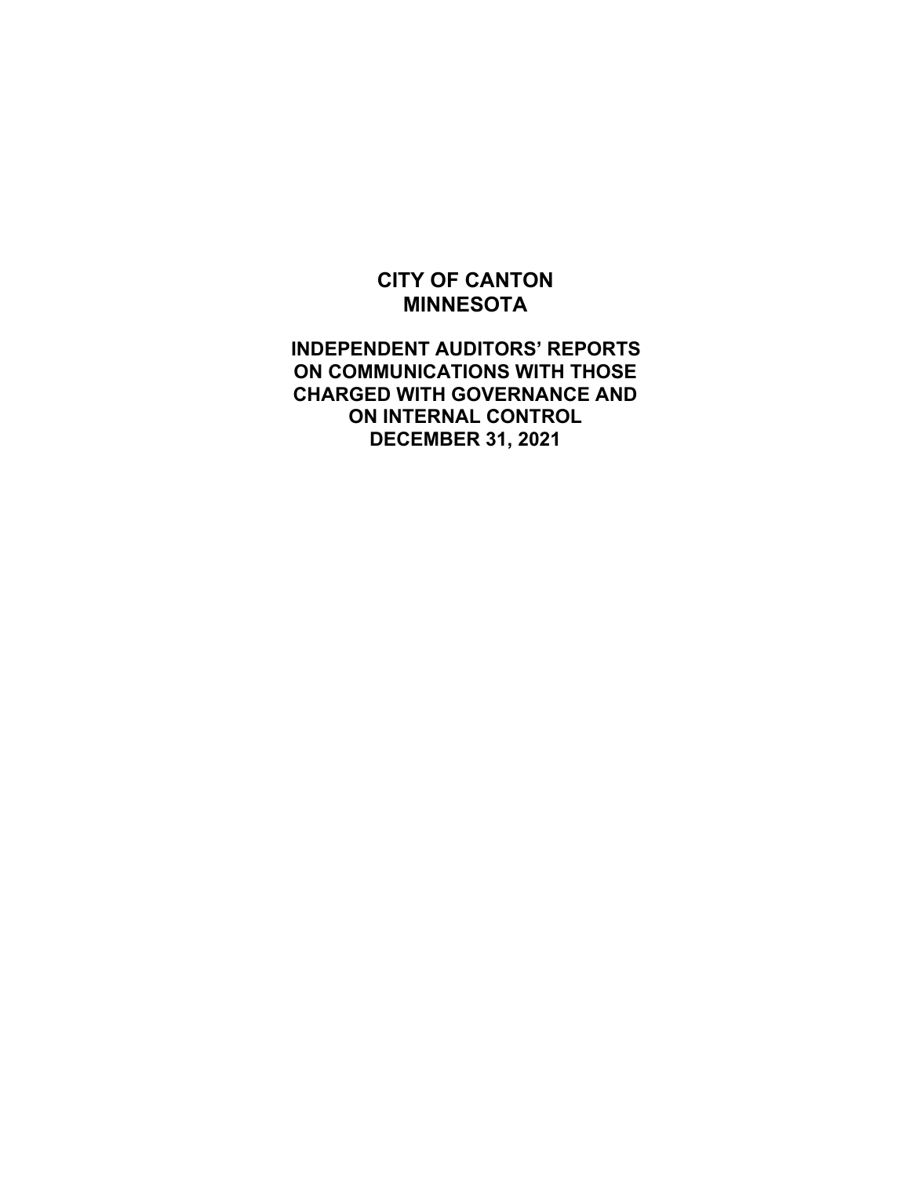# CITY OF CANTON
# MINNESOTA

## INDEPENDENT AUDITORS' REPORTS ON COMMUNICATIONS WITH THOSE CHARGED WITH GOVERNANCE AND ON INTERNAL CONTROL
## DECEMBER 31, 2021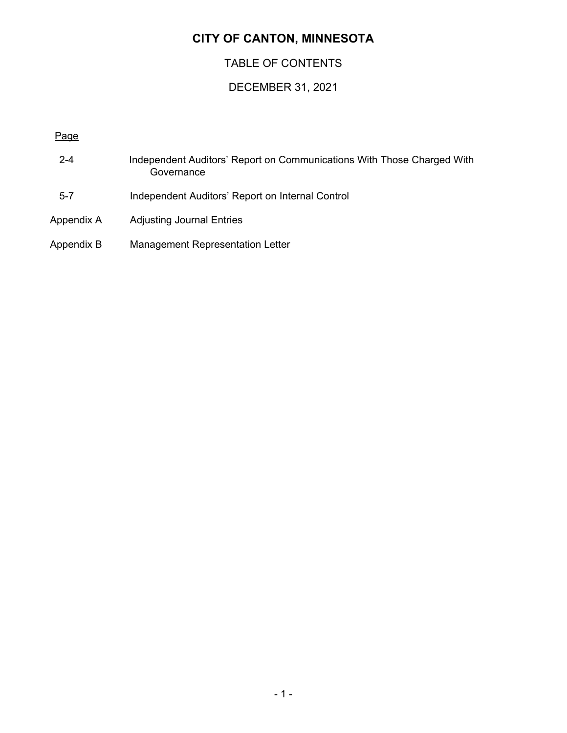# CITY OF CANTON, MINNESOTA

## TABLE OF CONTENTS

## DECEMBER 31, 2021

| Page | |
|---|---|
| 2-4 | Independent Auditors' Report on Communications With Those Charged With Governance |
| 5-7 | Independent Auditors' Report on Internal Control |
| Appendix A | Adjusting Journal Entries |
| Appendix B | Management Representation Letter |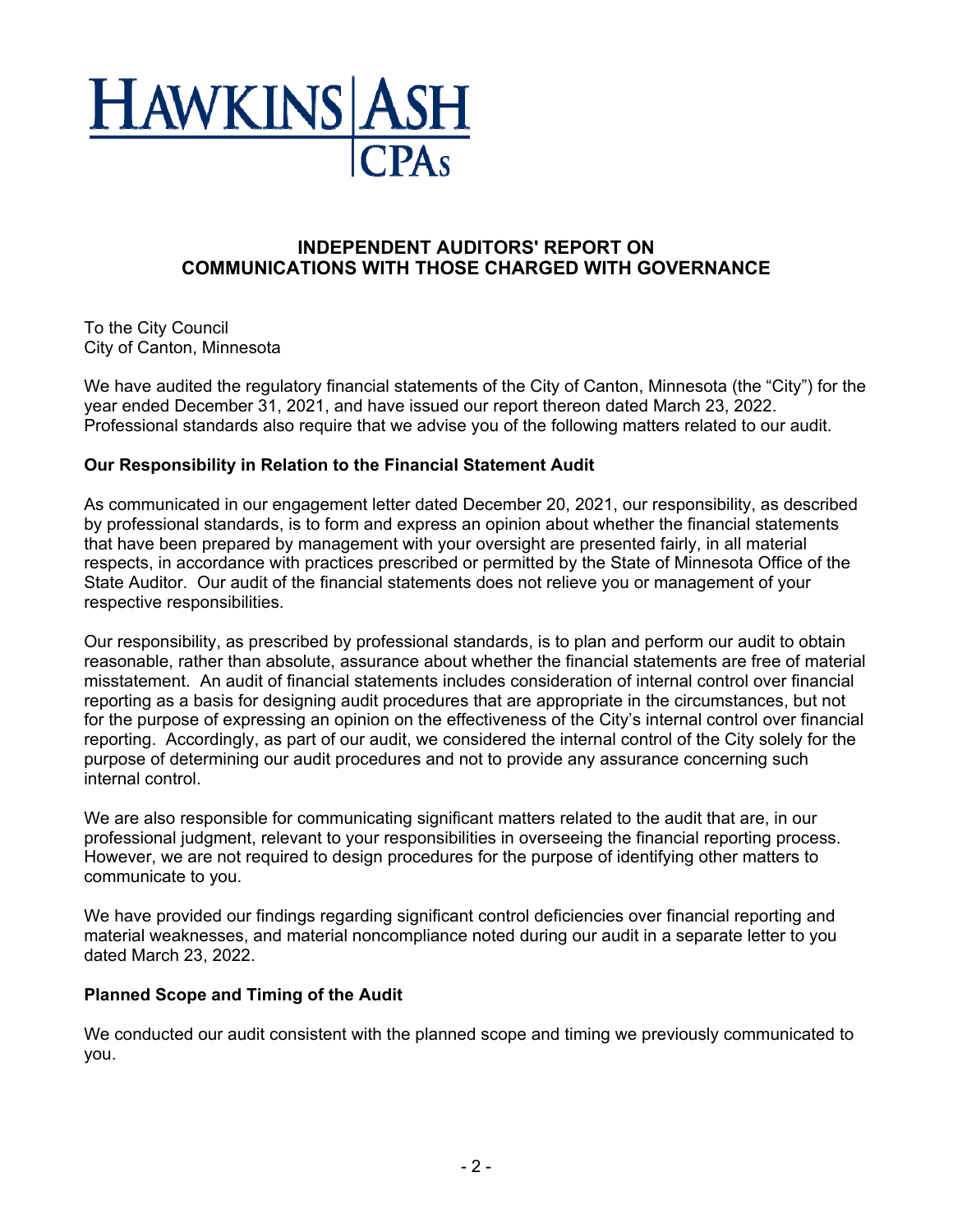HAWKINS | ASH CPAs

# INDEPENDENT AUDITORS' REPORT ON COMMUNICATIONS WITH THOSE CHARGED WITH GOVERNANCE

To the City Council
City of Canton, Minnesota

We have audited the regulatory financial statements of the City of Canton, Minnesota (the "City") for the year ended December 31, 2021, and have issued our report thereon dated March 23, 2022. Professional standards also require that we advise you of the following matters related to our audit.

**Our Responsibility in Relation to the Financial Statement Audit**

As communicated in our engagement letter dated December 20, 2021, our responsibility, as described by professional standards, is to form and express an opinion about whether the financial statements that have been prepared by management with your oversight are presented fairly, in all material respects, in accordance with practices prescribed or permitted by the State of Minnesota Office of the State Auditor. Our audit of the financial statements does not relieve you or management of your respective responsibilities.

Our responsibility, as prescribed by professional standards, is to plan and perform our audit to obtain reasonable, rather than absolute, assurance about whether the financial statements are free of material misstatement. An audit of financial statements includes consideration of internal control over financial reporting as a basis for designing audit procedures that are appropriate in the circumstances, but not for the purpose of expressing an opinion on the effectiveness of the City's internal control over financial reporting. Accordingly, as part of our audit, we considered the internal control of the City solely for the purpose of determining our audit procedures and not to provide any assurance concerning such internal control.

We are also responsible for communicating significant matters related to the audit that are, in our professional judgment, relevant to your responsibilities in overseeing the financial reporting process. However, we are not required to design procedures for the purpose of identifying other matters to communicate to you.

We have provided our findings regarding significant control deficiencies over financial reporting and material weaknesses, and material noncompliance noted during our audit in a separate letter to you dated March 23, 2022.

**Planned Scope and Timing of the Audit**

We conducted our audit consistent with the planned scope and timing we previously communicated to you.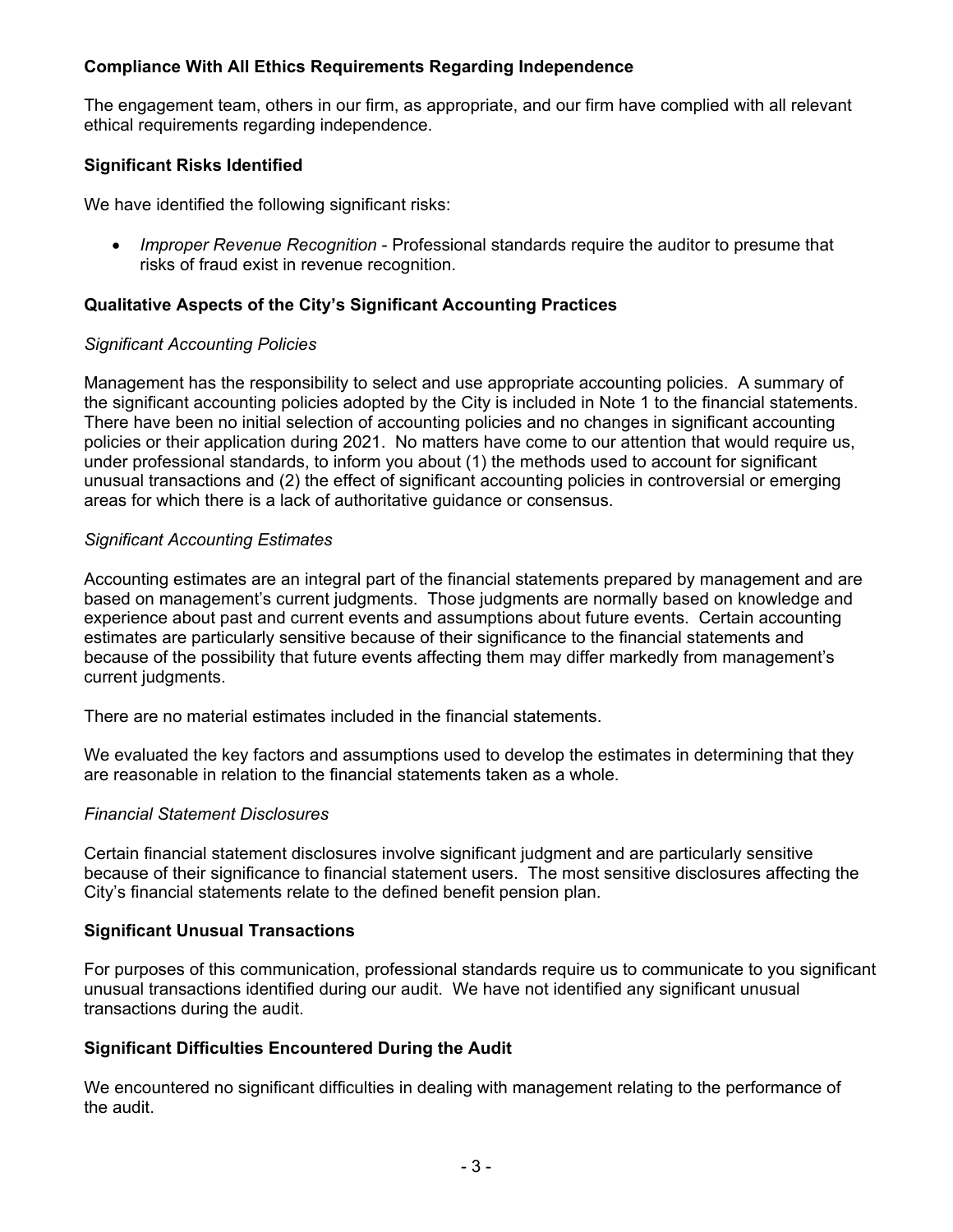**Compliance With All Ethics Requirements Regarding Independence**

The engagement team, others in our firm, as appropriate, and our firm have complied with all relevant ethical requirements regarding independence.

**Significant Risks Identified**

We have identified the following significant risks:

- *Improper Revenue Recognition* - Professional standards require the auditor to presume that risks of fraud exist in revenue recognition.

**Qualitative Aspects of the City's Significant Accounting Practices**

*Significant Accounting Policies*

Management has the responsibility to select and use appropriate accounting policies. A summary of the significant accounting policies adopted by the City is included in Note 1 to the financial statements. There have been no initial selection of accounting policies and no changes in significant accounting policies or their application during 2021. No matters have come to our attention that would require us, under professional standards, to inform you about (1) the methods used to account for significant unusual transactions and (2) the effect of significant accounting policies in controversial or emerging areas for which there is a lack of authoritative guidance or consensus.

*Significant Accounting Estimates*

Accounting estimates are an integral part of the financial statements prepared by management and are based on management's current judgments. Those judgments are normally based on knowledge and experience about past and current events and assumptions about future events. Certain accounting estimates are particularly sensitive because of their significance to the financial statements and because of the possibility that future events affecting them may differ markedly from management's current judgments.

There are no material estimates included in the financial statements.

We evaluated the key factors and assumptions used to develop the estimates in determining that they are reasonable in relation to the financial statements taken as a whole.

*Financial Statement Disclosures*

Certain financial statement disclosures involve significant judgment and are particularly sensitive because of their significance to financial statement users. The most sensitive disclosures affecting the City's financial statements relate to the defined benefit pension plan.

**Significant Unusual Transactions**

For purposes of this communication, professional standards require us to communicate to you significant unusual transactions identified during our audit. We have not identified any significant unusual transactions during the audit.

**Significant Difficulties Encountered During the Audit**

We encountered no significant difficulties in dealing with management relating to the performance of the audit.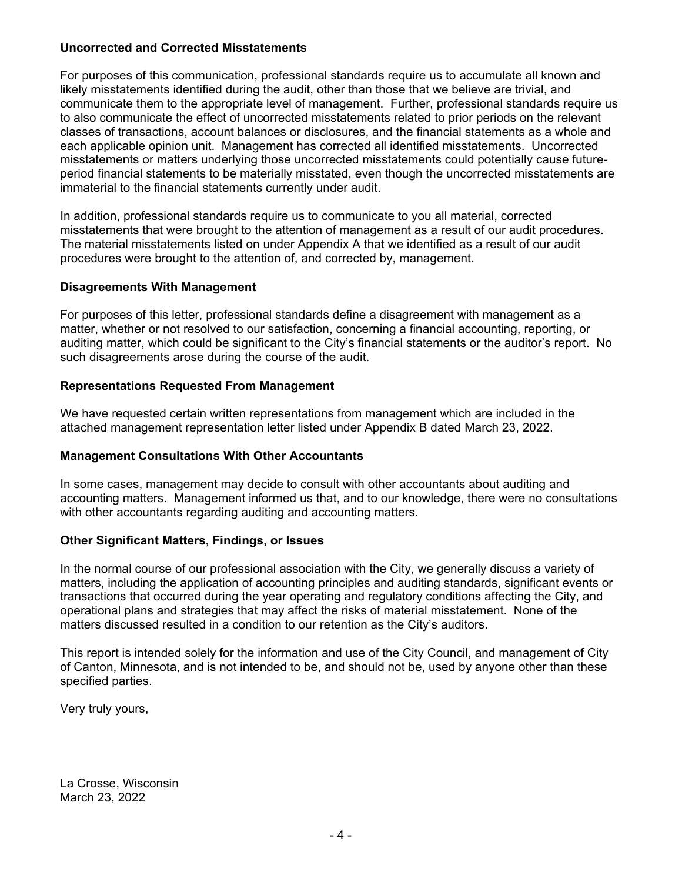### Uncorrected and Corrected Misstatements

For purposes of this communication, professional standards require us to accumulate all known and likely misstatements identified during the audit, other than those that we believe are trivial, and communicate them to the appropriate level of management. Further, professional standards require us to also communicate the effect of uncorrected misstatements related to prior periods on the relevant classes of transactions, account balances or disclosures, and the financial statements as a whole and each applicable opinion unit. Management has corrected all identified misstatements. Uncorrected misstatements or matters underlying those uncorrected misstatements could potentially cause future-period financial statements to be materially misstated, even though the uncorrected misstatements are immaterial to the financial statements currently under audit.

In addition, professional standards require us to communicate to you all material, corrected misstatements that were brought to the attention of management as a result of our audit procedures. The material misstatements listed on under Appendix A that we identified as a result of our audit procedures were brought to the attention of, and corrected by, management.

### Disagreements With Management

For purposes of this letter, professional standards define a disagreement with management as a matter, whether or not resolved to our satisfaction, concerning a financial accounting, reporting, or auditing matter, which could be significant to the City's financial statements or the auditor's report. No such disagreements arose during the course of the audit.

### Representations Requested From Management

We have requested certain written representations from management which are included in the attached management representation letter listed under Appendix B dated March 23, 2022.

### Management Consultations With Other Accountants

In some cases, management may decide to consult with other accountants about auditing and accounting matters. Management informed us that, and to our knowledge, there were no consultations with other accountants regarding auditing and accounting matters.

### Other Significant Matters, Findings, or Issues

In the normal course of our professional association with the City, we generally discuss a variety of matters, including the application of accounting principles and auditing standards, significant events or transactions that occurred during the year operating and regulatory conditions affecting the City, and operational plans and strategies that may affect the risks of material misstatement. None of the matters discussed resulted in a condition to our retention as the City's auditors.

This report is intended solely for the information and use of the City Council, and management of City of Canton, Minnesota, and is not intended to be, and should not be, used by anyone other than these specified parties.

Very truly yours,

La Crosse, Wisconsin
March 23, 2022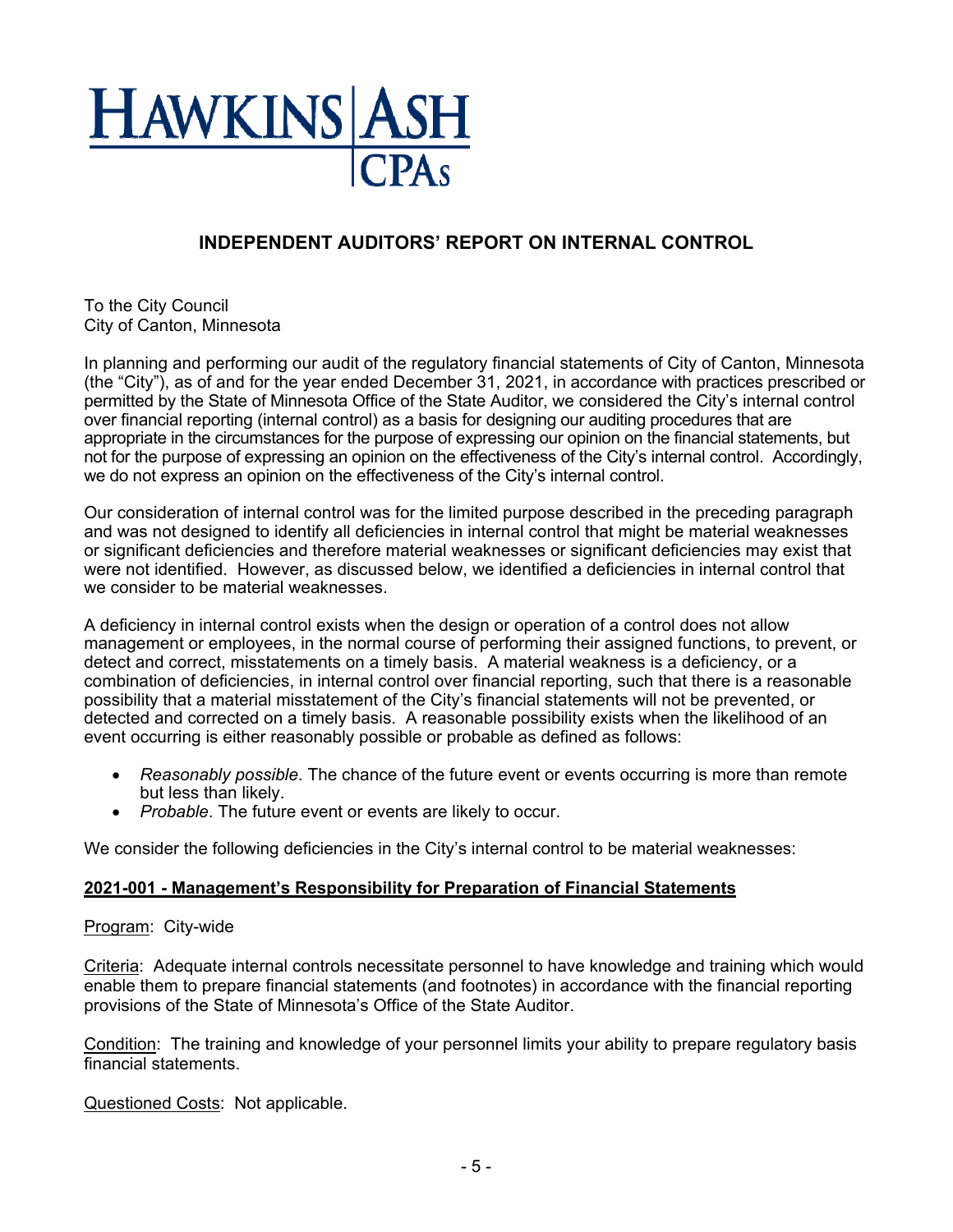# HAWKINS | ASH CPAs

## INDEPENDENT AUDITORS' REPORT ON INTERNAL CONTROL

To the City Council
City of Canton, Minnesota

In planning and performing our audit of the regulatory financial statements of City of Canton, Minnesota (the "City"), as of and for the year ended December 31, 2021, in accordance with practices prescribed or permitted by the State of Minnesota Office of the State Auditor, we considered the City's internal control over financial reporting (internal control) as a basis for designing our auditing procedures that are appropriate in the circumstances for the purpose of expressing our opinion on the financial statements, but not for the purpose of expressing an opinion on the effectiveness of the City's internal control. Accordingly, we do not express an opinion on the effectiveness of the City's internal control.

Our consideration of internal control was for the limited purpose described in the preceding paragraph and was not designed to identify all deficiencies in internal control that might be material weaknesses or significant deficiencies and therefore material weaknesses or significant deficiencies may exist that were not identified. However, as discussed below, we identified a deficiencies in internal control that we consider to be material weaknesses.

A deficiency in internal control exists when the design or operation of a control does not allow management or employees, in the normal course of performing their assigned functions, to prevent, or detect and correct, misstatements on a timely basis. A material weakness is a deficiency, or a combination of deficiencies, in internal control over financial reporting, such that there is a reasonable possibility that a material misstatement of the City's financial statements will not be prevented, or detected and corrected on a timely basis. A reasonable possibility exists when the likelihood of an event occurring is either reasonably possible or probable as defined as follows:

- *Reasonably possible*. The chance of the future event or events occurring is more than remote but less than likely.
- *Probable*. The future event or events are likely to occur.

We consider the following deficiencies in the City's internal control to be material weaknesses:

**2021-001 - Management's Responsibility for Preparation of Financial Statements**

Program: City-wide

Criteria: Adequate internal controls necessitate personnel to have knowledge and training which would enable them to prepare financial statements (and footnotes) in accordance with the financial reporting provisions of the State of Minnesota's Office of the State Auditor.

Condition: The training and knowledge of your personnel limits your ability to prepare regulatory basis financial statements.

Questioned Costs: Not applicable.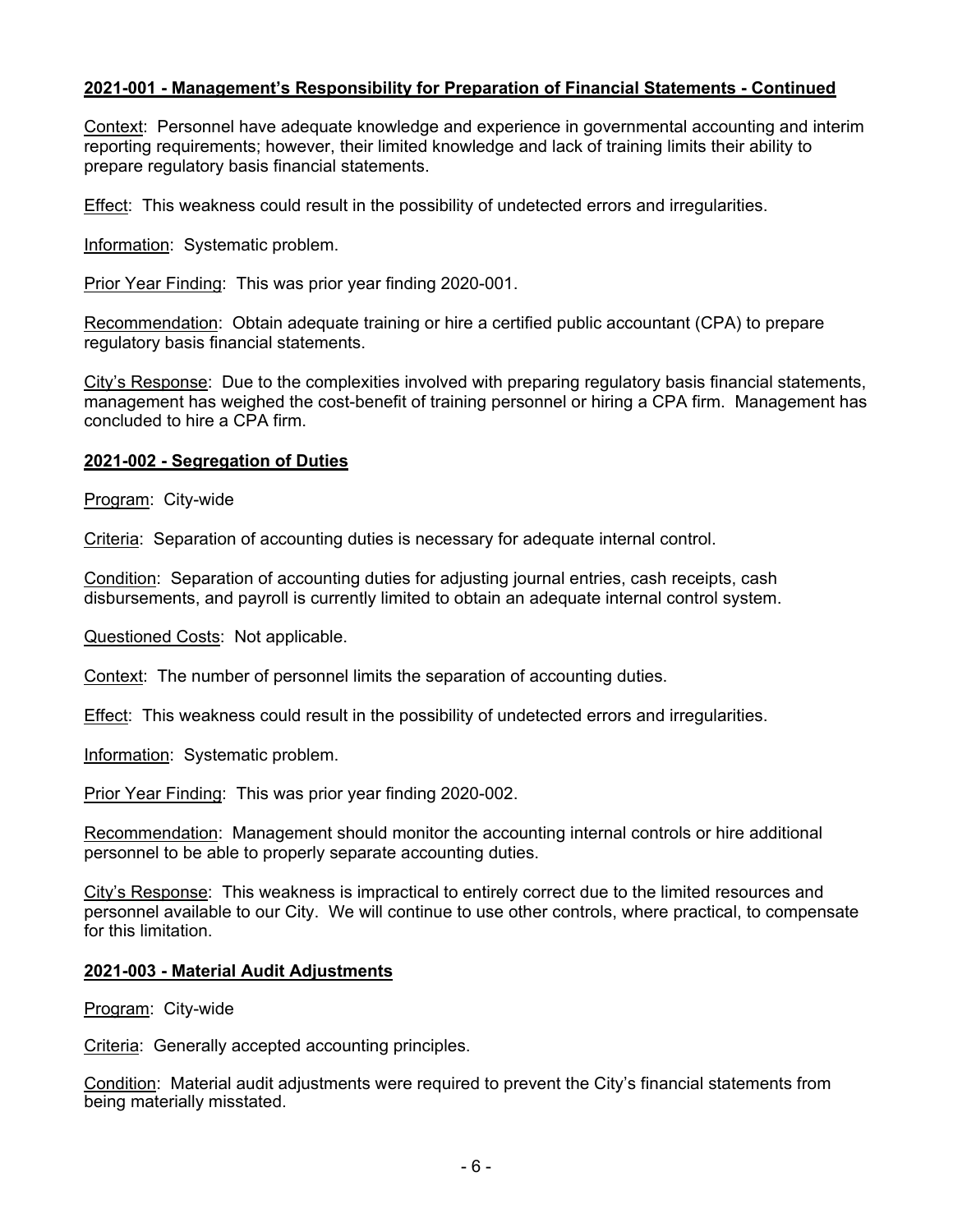**2021-001 - Management's Responsibility for Preparation of Financial Statements - Continued**

Context: Personnel have adequate knowledge and experience in governmental accounting and interim reporting requirements; however, their limited knowledge and lack of training limits their ability to prepare regulatory basis financial statements.

Effect: This weakness could result in the possibility of undetected errors and irregularities.

Information: Systematic problem.

Prior Year Finding: This was prior year finding 2020-001.

Recommendation: Obtain adequate training or hire a certified public accountant (CPA) to prepare regulatory basis financial statements.

City's Response: Due to the complexities involved with preparing regulatory basis financial statements, management has weighed the cost-benefit of training personnel or hiring a CPA firm. Management has concluded to hire a CPA firm.

**2021-002 - Segregation of Duties**

Program: City-wide

Criteria: Separation of accounting duties is necessary for adequate internal control.

Condition: Separation of accounting duties for adjusting journal entries, cash receipts, cash disbursements, and payroll is currently limited to obtain an adequate internal control system.

Questioned Costs: Not applicable.

Context: The number of personnel limits the separation of accounting duties.

Effect: This weakness could result in the possibility of undetected errors and irregularities.

Information: Systematic problem.

Prior Year Finding: This was prior year finding 2020-002.

Recommendation: Management should monitor the accounting internal controls or hire additional personnel to be able to properly separate accounting duties.

City's Response: This weakness is impractical to entirely correct due to the limited resources and personnel available to our City. We will continue to use other controls, where practical, to compensate for this limitation.

**2021-003 - Material Audit Adjustments**

Program: City-wide

Criteria: Generally accepted accounting principles.

Condition: Material audit adjustments were required to prevent the City's financial statements from being materially misstated.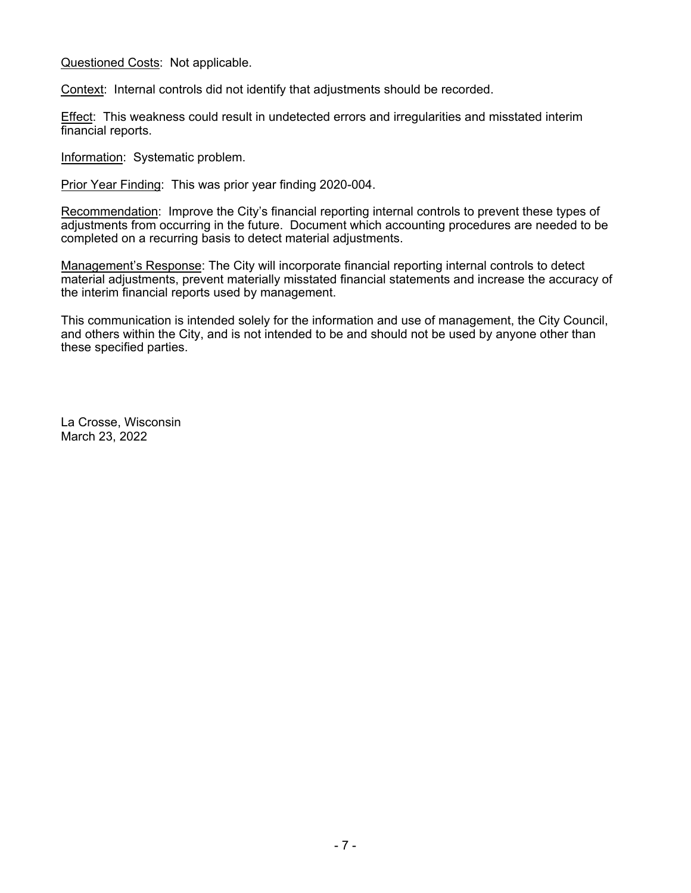Questioned Costs: Not applicable.

Context: Internal controls did not identify that adjustments should be recorded.

Effect: This weakness could result in undetected errors and irregularities and misstated interim financial reports.

Information: Systematic problem.

Prior Year Finding: This was prior year finding 2020-004.

Recommendation: Improve the City's financial reporting internal controls to prevent these types of adjustments from occurring in the future. Document which accounting procedures are needed to be completed on a recurring basis to detect material adjustments.

Management's Response: The City will incorporate financial reporting internal controls to detect material adjustments, prevent materially misstated financial statements and increase the accuracy of the interim financial reports used by management.

This communication is intended solely for the information and use of management, the City Council, and others within the City, and is not intended to be and should not be used by anyone other than these specified parties.

La Crosse, Wisconsin
March 23, 2022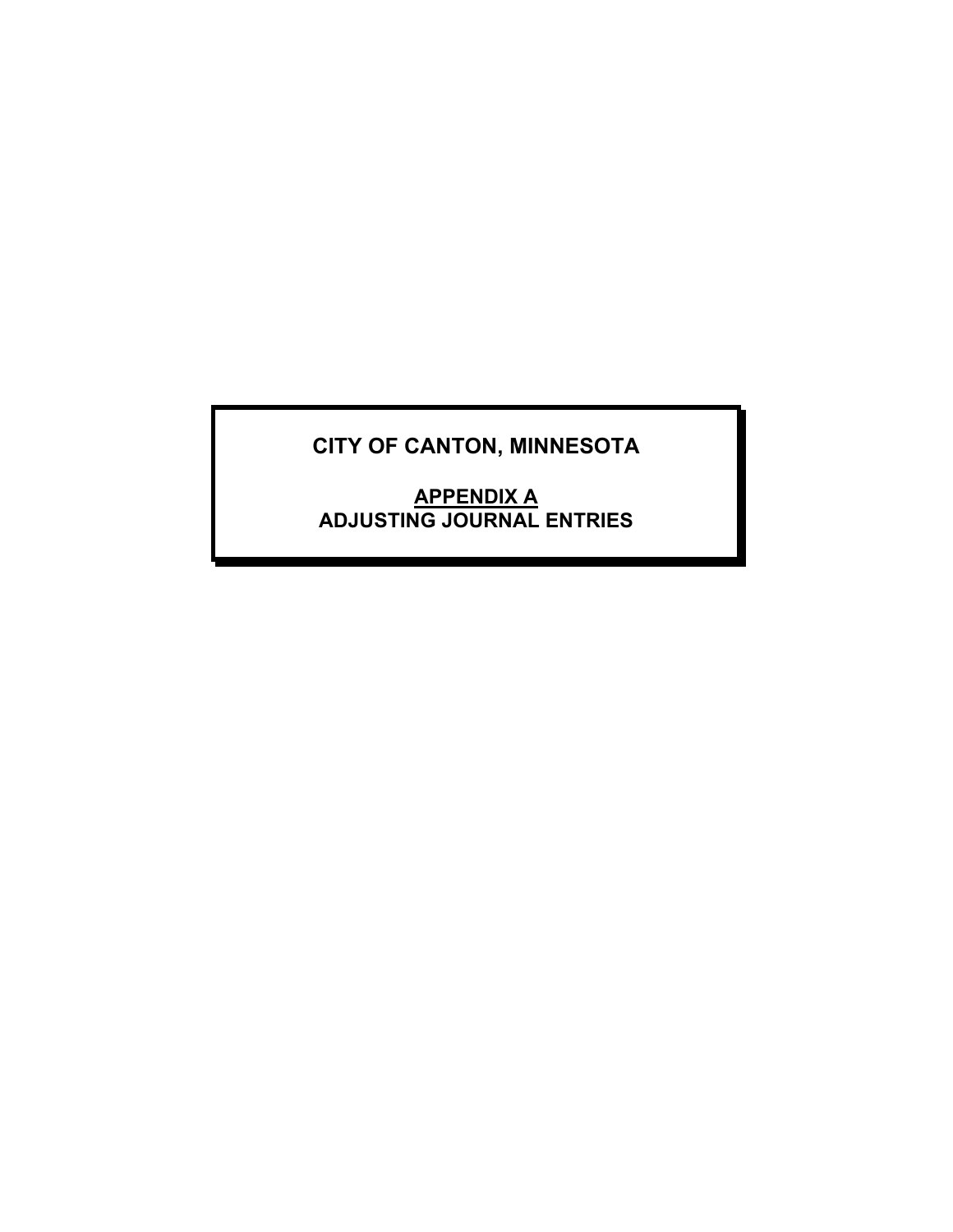# CITY OF CANTON, MINNESOTA

## APPENDIX A

## ADJUSTING JOURNAL ENTRIES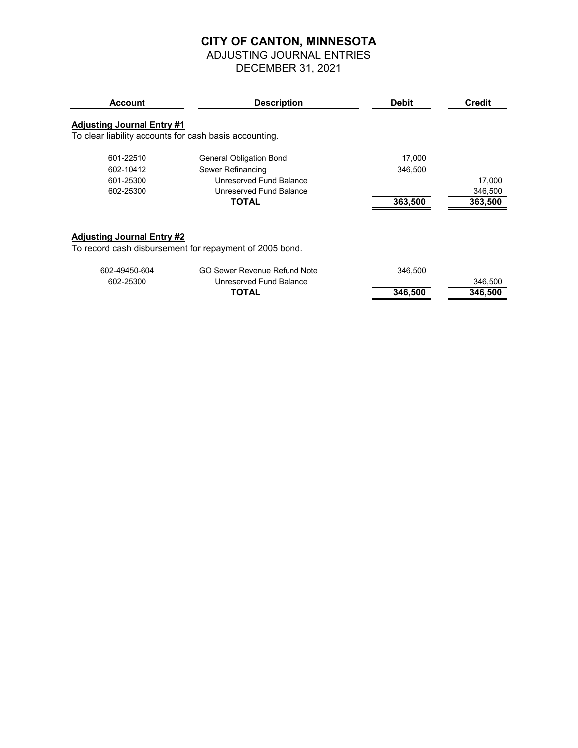# CITY OF CANTON, MINNESOTA

## ADJUSTING JOURNAL ENTRIES

## DECEMBER 31, 2021

| Account | Description | Debit | Credit |
|---|---|---|---|
| **Adjusting Journal Entry #1** | | | |
| To clear liability accounts for cash basis accounting. | | | |
| 601-22510 | General Obligation Bond | 17,000 | |
| 602-10412 | Sewer Refinancing | 346,500 | |
| 601-25300 | Unreserved Fund Balance | | 17,000 |
| 602-25300 | Unreserved Fund Balance | | 346,500 |
| | **TOTAL** | **363,500** | **363,500** |
| **Adjusting Journal Entry #2** | | | |
| To record cash disbursement for repayment of 2005 bond. | | | |
| 602-49450-604 | GO Sewer Revenue Refund Note | 346,500 | |
| 602-25300 | Unreserved Fund Balance | | 346,500 |
| | **TOTAL** | **346,500** | **346,500** |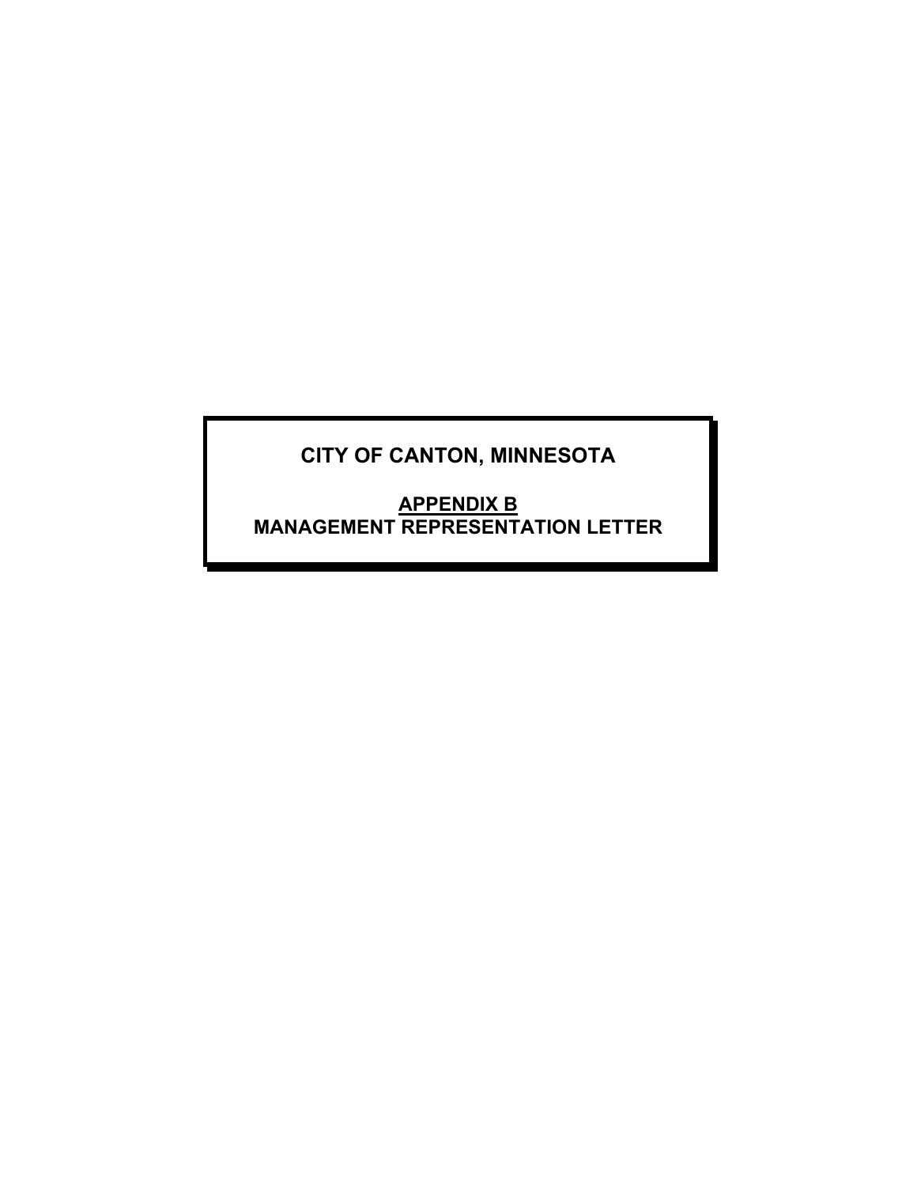# CITY OF CANTON, MINNESOTA

## APPENDIX B
## MANAGEMENT REPRESENTATION LETTER